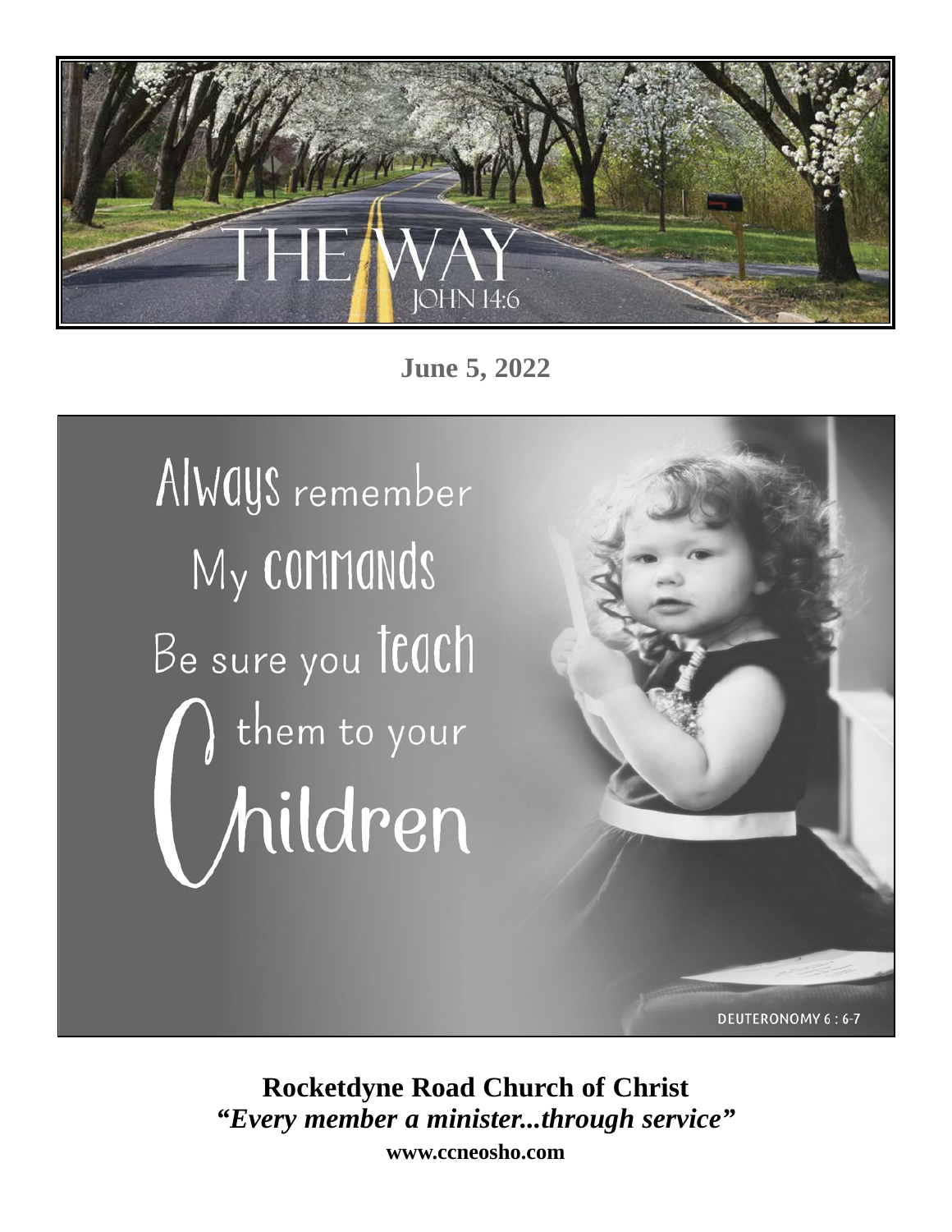# THE WAY

JOHN 14:6

**June 5, 2022**

Always remember My commands Be sure you teach them to your Children

DEUTERONOMY 6 : 6-7

**Rocketdyne Road Church of Christ**

***"Every member a minister...through service"***

**www.ccneosho.com**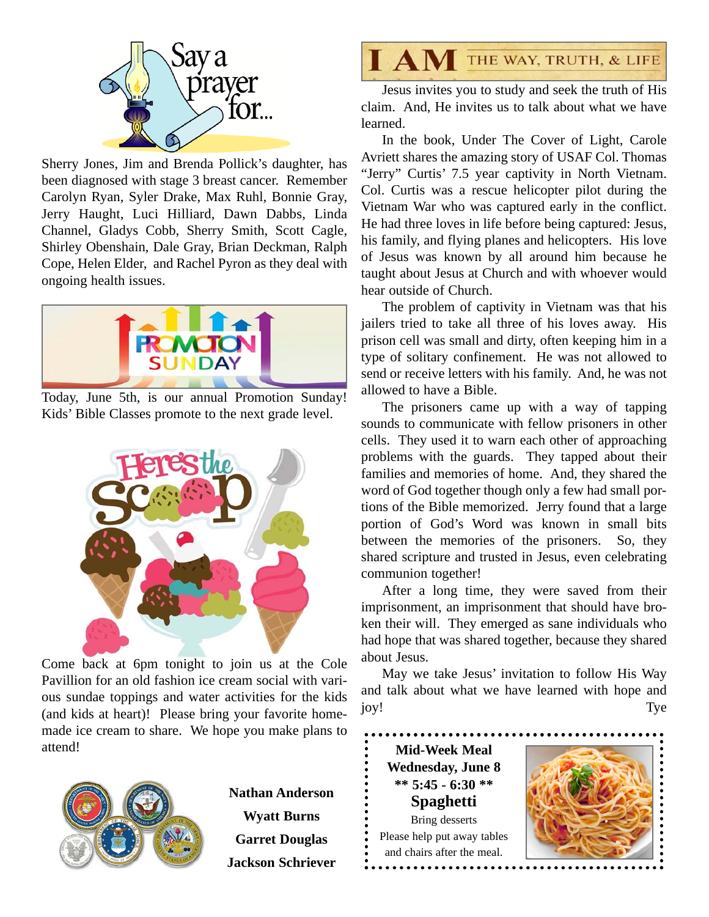## Say a prayer for...

Sherry Jones, Jim and Brenda Pollick's daughter, has been diagnosed with stage 3 breast cancer. Remember Carolyn Ryan, Syler Drake, Max Ruhl, Bonnie Gray, Jerry Haught, Luci Hilliard, Dawn Dabbs, Linda Channel, Gladys Cobb, Sherry Smith, Scott Cagle, Shirley Obenshain, Dale Gray, Brian Deckman, Ralph Cope, Helen Elder, and Rachel Pyron as they deal with ongoing health issues.

## PROMOTION SUNDAY

Today, June 5th, is our annual Promotion Sunday! Kids' Bible Classes promote to the next grade level.

## Here's the Scoop

Come back at 6pm tonight to join us at the Cole Pavillion for an old fashion ice cream social with various sundae toppings and water activities for the kids (and kids at heart)! Please bring your favorite homemade ice cream to share. We hope you make plans to attend!

**Nathan Anderson**
**Wyatt Burns**
**Garret Douglas**
**Jackson Schriever**

## I AM THE WAY, TRUTH, & LIFE

Jesus invites you to study and seek the truth of His claim. And, He invites us to talk about what we have learned.

In the book, Under The Cover of Light, Carole Avriett shares the amazing story of USAF Col. Thomas "Jerry" Curtis' 7.5 year captivity in North Vietnam. Col. Curtis was a rescue helicopter pilot during the Vietnam War who was captured early in the conflict. He had three loves in life before being captured: Jesus, his family, and flying planes and helicopters. His love of Jesus was known by all around him because he taught about Jesus at Church and with whoever would hear outside of Church.

The problem of captivity in Vietnam was that his jailers tried to take all three of his loves away. His prison cell was small and dirty, often keeping him in a type of solitary confinement. He was not allowed to send or receive letters with his family. And, he was not allowed to have a Bible.

The prisoners came up with a way of tapping sounds to communicate with fellow prisoners in other cells. They used it to warn each other of approaching problems with the guards. They tapped about their families and memories of home. And, they shared the word of God together though only a few had small portions of the Bible memorized. Jerry found that a large portion of God's Word was known in small bits between the memories of the prisoners. So, they shared scripture and trusted in Jesus, even celebrating communion together!

After a long time, they were saved from their imprisonment, an imprisonment that should have broken their will. They emerged as sane individuals who had hope that was shared together, because they shared about Jesus.

May we take Jesus' invitation to follow His Way and talk about what we have learned with hope and joy!

Tye

**Mid-Week Meal**
**Wednesday, June 8**
**\*\* 5:45 - 6:30 \*\***
**Spaghetti**
Bring desserts
Please help put away tables and chairs after the meal.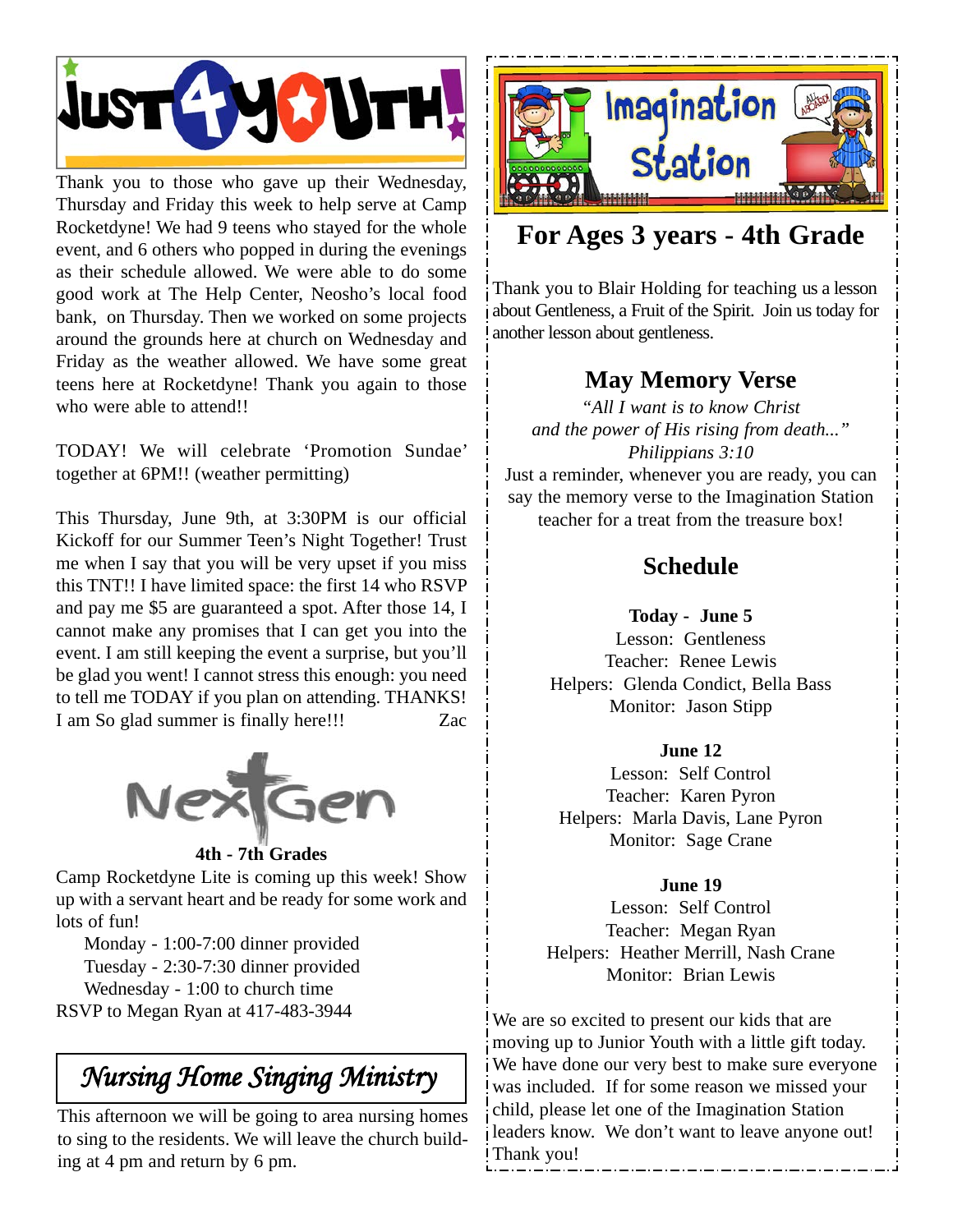# Just 4 Youth!

Thank you to those who gave up their Wednesday, Thursday and Friday this week to help serve at Camp Rocketdyne! We had 9 teens who stayed for the whole event, and 6 others who popped in during the evenings as their schedule allowed. We were able to do some good work at The Help Center, Neosho's local food bank, on Thursday. Then we worked on some projects around the grounds here at church on Wednesday and Friday as the weather allowed. We have some great teens here at Rocketdyne! Thank you again to those who were able to attend!!

TODAY! We will celebrate 'Promotion Sundae' together at 6PM!! (weather permitting)

This Thursday, June 9th, at 3:30PM is our official Kickoff for our Summer Teen's Night Together! Trust me when I say that you will be very upset if you miss this TNT!! I have limited space: the first 14 who RSVP and pay me $5 are guaranteed a spot. After those 14, I cannot make any promises that I can get you into the event. I am still keeping the event a surprise, but you'll be glad you went! I cannot stress this enough: you need to tell me TODAY if you plan on attending. THANKS! I am So glad summer is finally here!!! Zac

# NextGen

**4th - 7th Grades**

Camp Rocketdyne Lite is coming up this week! Show up with a servant heart and be ready for some work and lots of fun!

Monday - 1:00-7:00 dinner provided
Tuesday - 2:30-7:30 dinner provided
Wednesday - 1:00 to church time

RSVP to Megan Ryan at 417-483-3944

## *Nursing Home Singing Ministry*

This afternoon we will be going to area nursing homes to sing to the residents. We will leave the church building at 4 pm and return by 6 pm.

# Imagination Station

## For Ages 3 years - 4th Grade

Thank you to Blair Holding for teaching us a lesson about Gentleness, a Fruit of the Spirit. Join us today for another lesson about gentleness.

### May Memory Verse

*"All I want is to know Christ and the power of His rising from death..."*
*Philippians 3:10*

Just a reminder, whenever you are ready, you can say the memory verse to the Imagination Station teacher for a treat from the treasure box!

### Schedule

**Today - June 5**
Lesson: Gentleness
Teacher: Renee Lewis
Helpers: Glenda Condict, Bella Bass
Monitor: Jason Stipp

**June 12**
Lesson: Self Control
Teacher: Karen Pyron
Helpers: Marla Davis, Lane Pyron
Monitor: Sage Crane

**June 19**
Lesson: Self Control
Teacher: Megan Ryan
Helpers: Heather Merrill, Nash Crane
Monitor: Brian Lewis

We are so excited to present our kids that are moving up to Junior Youth with a little gift today. We have done our very best to make sure everyone was included. If for some reason we missed your child, please let one of the Imagination Station leaders know. We don't want to leave anyone out! Thank you!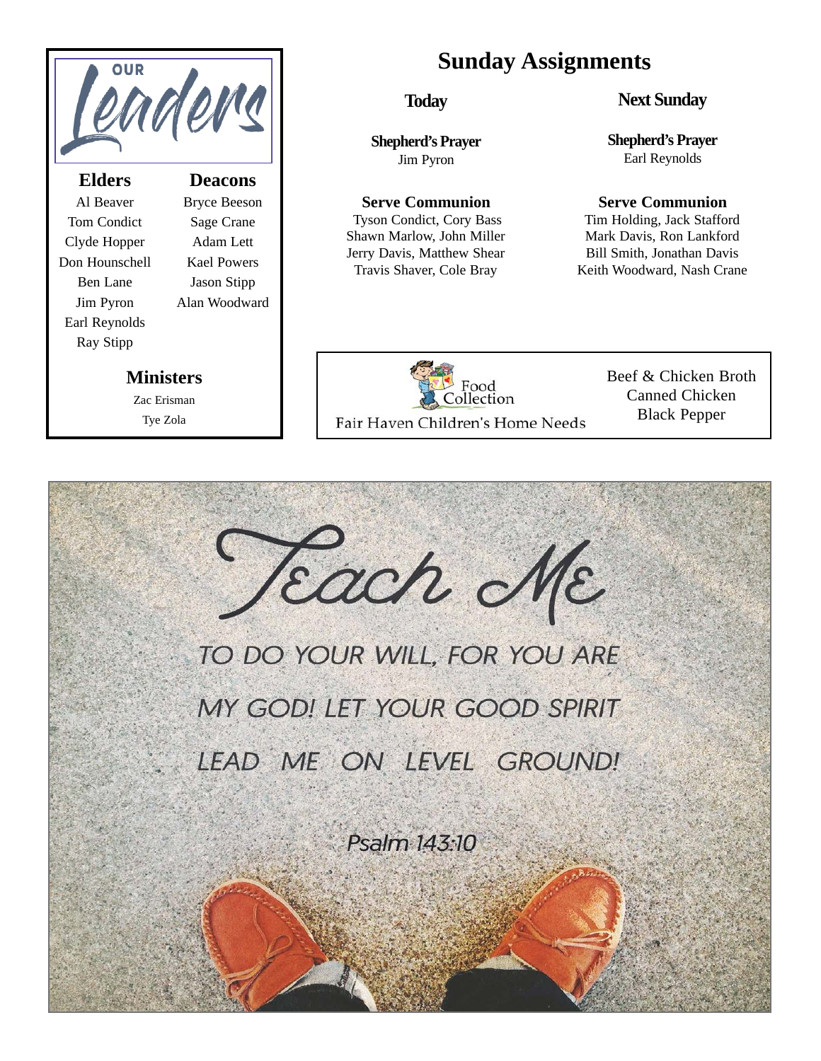## Our Leaders

### Elders

Al Beaver
Tom Condict
Clyde Hopper
Don Hounschell
Ben Lane
Jim Pyron
Earl Reynolds
Ray Stipp

### Deacons

Bryce Beeson
Sage Crane
Adam Lett
Kael Powers
Jason Stipp
Alan Woodward

### Ministers

Zac Erisman
Tye Zola

# Sunday Assignments

## Today

**Shepherd's Prayer**
Jim Pyron

**Serve Communion**
Tyson Condict, Cory Bass
Shawn Marlow, John Miller
Jerry Davis, Matthew Shear
Travis Shaver, Cole Bray

## Next Sunday

**Shepherd's Prayer**
Earl Reynolds

**Serve Communion**
Tim Holding, Jack Stafford
Mark Davis, Ron Lankford
Bill Smith, Jonathan Davis
Keith Woodward, Nash Crane

## Food Collection

Fair Haven Children's Home Needs

Beef & Chicken Broth
Canned Chicken
Black Pepper

Teach Me

TO DO YOUR WILL, FOR YOU ARE MY GOD! LET YOUR GOOD SPIRIT LEAD ME ON LEVEL GROUND!

Psalm 143:10